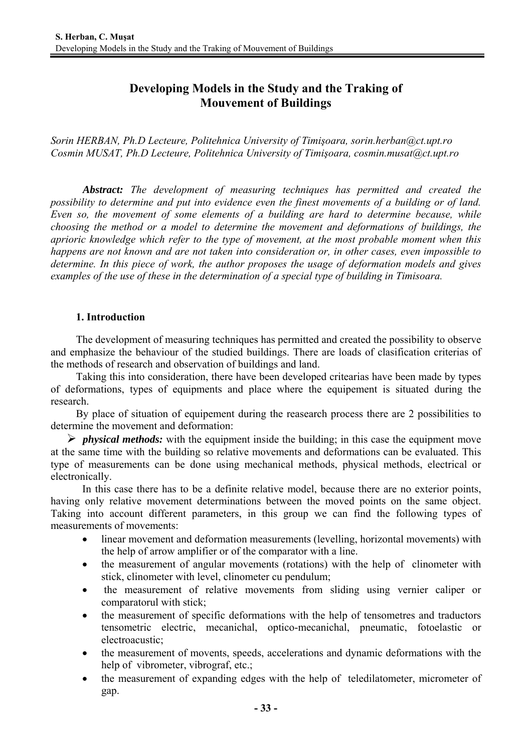# Developing Models in the Study and the Traking of Mouvement of Buildings

*Sorin HERBAN, Ph.D Lecteure, Politehnica University of Timişoara, sorin.herban@ct.upt.ro*
*Cosmin MUSAT, Ph.D Lecteure, Politehnica University of Timişoara, cosmin.musat@ct.upt.ro*

***Abstract:*** *The development of measuring techniques has permitted and created the possibility to determine and put into evidence even the finest movements of a building or of land. Even so, the movement of some elements of a building are hard to determine because, while choosing the method or a model to determine the movement and deformations of buildings, the aprioric knowledge which refer to the type of movement, at the most probable moment when this happens are not known and are not taken into consideration or, in other cases, even impossible to determine. In this piece of work, the author proposes the usage of deformation models and gives examples of the use of these in the determination of a special type of building in Timisoara.*

## 1. Introduction

The development of measuring techniques has permitted and created the possibility to observe and emphasize the behaviour of the studied buildings. There are loads of clasification criterias of the methods of research and observation of buildings and land.

Taking this into consideration, there have been developed critearias have been made by types of deformations, types of equipments and place where the equipement is situated during the research.

By place of situation of equipement during the reasearch process there are 2 possibilities to determine the movement and deformation:

- ***physical methods:*** with the equipment inside the building; in this case the equipment move at the same time with the building so relative movements and deformations can be evaluated. This type of measurements can be done using mechanical methods, physical methods, electrical or electronically.

In this case there has to be a definite relative model, because there are no exterior points, having only relative movement determinations between the moved points on the same object. Taking into account different parameters, in this group we can find the following types of measurements of movements:

- linear movement and deformation measurements (levelling, horizontal movements) with the help of arrow amplifier or of the comparator with a line.
- the measurement of angular movements (rotations) with the help of clinometer with stick, clinometer with level, clinometer cu pendulum;
- the measurement of relative movements from sliding using vernier caliper or comparatorul with stick;
- the measurement of specific deformations with the help of tensometres and traductors tensometric electric, mecanichal, optico-mecanichal, pneumatic, fotoelastic or electroacustic;
- the measurement of movents, speeds, accelerations and dynamic deformations with the help of vibrometer, vibrograf, etc.;
- the measurement of expanding edges with the help of teledilatometer, micrometer of gap.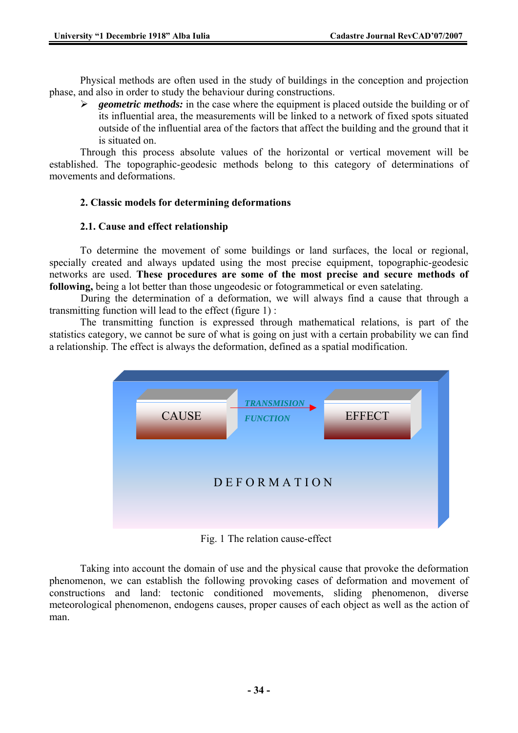Physical methods are often used in the study of buildings in the conception and projection phase, and also in order to study the behaviour during constructions.

- ***geometric methods:*** in the case where the equipment is placed outside the building or of its influential area, the measurements will be linked to a network of fixed spots situated outside of the influential area of the factors that affect the building and the ground that it is situated on.

Through this process absolute values of the horizontal or vertical movement will be established. The topographic-geodesic methods belong to this category of determinations of movements and deformations.

## 2. Classic models for determining deformations

### 2.1. Cause and effect relationship

To determine the movement of some buildings or land surfaces, the local or regional, specially created and always updated using the most precise equipment, topographic-geodesic networks are used. **These procedures are some of the most precise and secure methods of following,** being a lot better than those ungeodesic or fotogrammetical or even satelating.

During the determination of a deformation, we will always find a cause that through a transmitting function will lead to the effect (figure 1) :

The transmitting function is expressed through mathematical relations, is part of the statistics category, we cannot be sure of what is going on just with a certain probability we can find a relationship. The effect is always the deformation, defined as a spatial modification.

CAUSE → *TRANSMISION FUNCTION* → EFFECT

DEFORMATION

Fig. 1 The relation cause-effect

Taking into account the domain of use and the physical cause that provoke the deformation phenomenon, we can establish the following provoking cases of deformation and movement of constructions and land: tectonic conditioned movements, sliding phenomenon, diverse meteorological phenomenon, endogens causes, proper causes of each object as well as the action of man.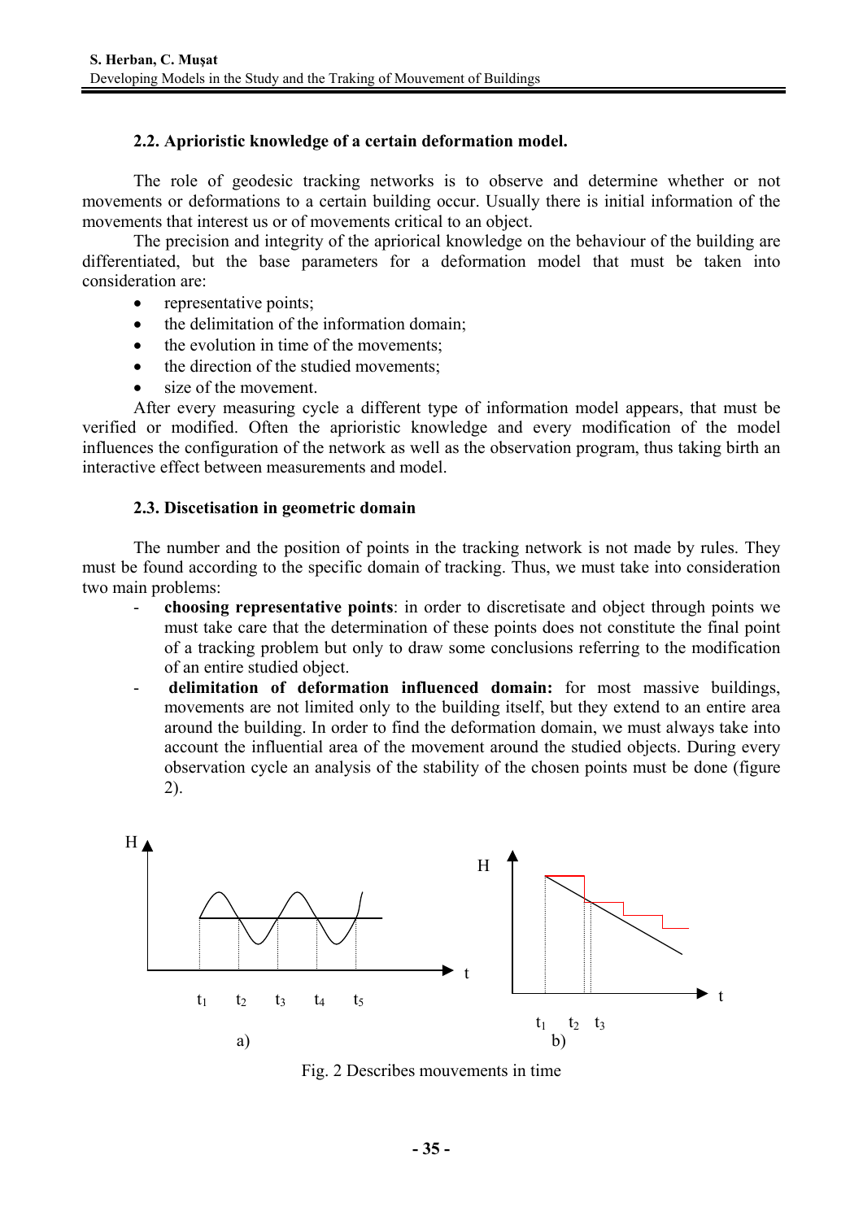### 2.2. Aprioristic knowledge of a certain deformation model.

The role of geodesic tracking networks is to observe and determine whether or not movements or deformations to a certain building occur. Usually there is initial information of the movements that interest us or of movements critical to an object.

The precision and integrity of the apriorical knowledge on the behaviour of the building are differentiated, but the base parameters for a deformation model that must be taken into consideration are:

- representative points;
- the delimitation of the information domain;
- the evolution in time of the movements;
- the direction of the studied movements;
- size of the movement.

After every measuring cycle a different type of information model appears, that must be verified or modified. Often the aprioristic knowledge and every modification of the model influences the configuration of the network as well as the observation program, thus taking birth an interactive effect between measurements and model.

### 2.3. Discetisation in geometric domain

The number and the position of points in the tracking network is not made by rules. They must be found according to the specific domain of tracking. Thus, we must take into consideration two main problems:

- **choosing representative points**: in order to discretisate and object through points we must take care that the determination of these points does not constitute the final point of a tracking problem but only to draw some conclusions referring to the modification of an entire studied object.
- **delimitation of deformation influenced domain:** for most massive buildings, movements are not limited only to the building itself, but they extend to an entire area around the building. In order to find the deformation domain, we must always take into account the influential area of the movement around the studied objects. During every observation cycle an analysis of the stability of the chosen points must be done (figure 2).

Fig. 2 Describes mouvements in time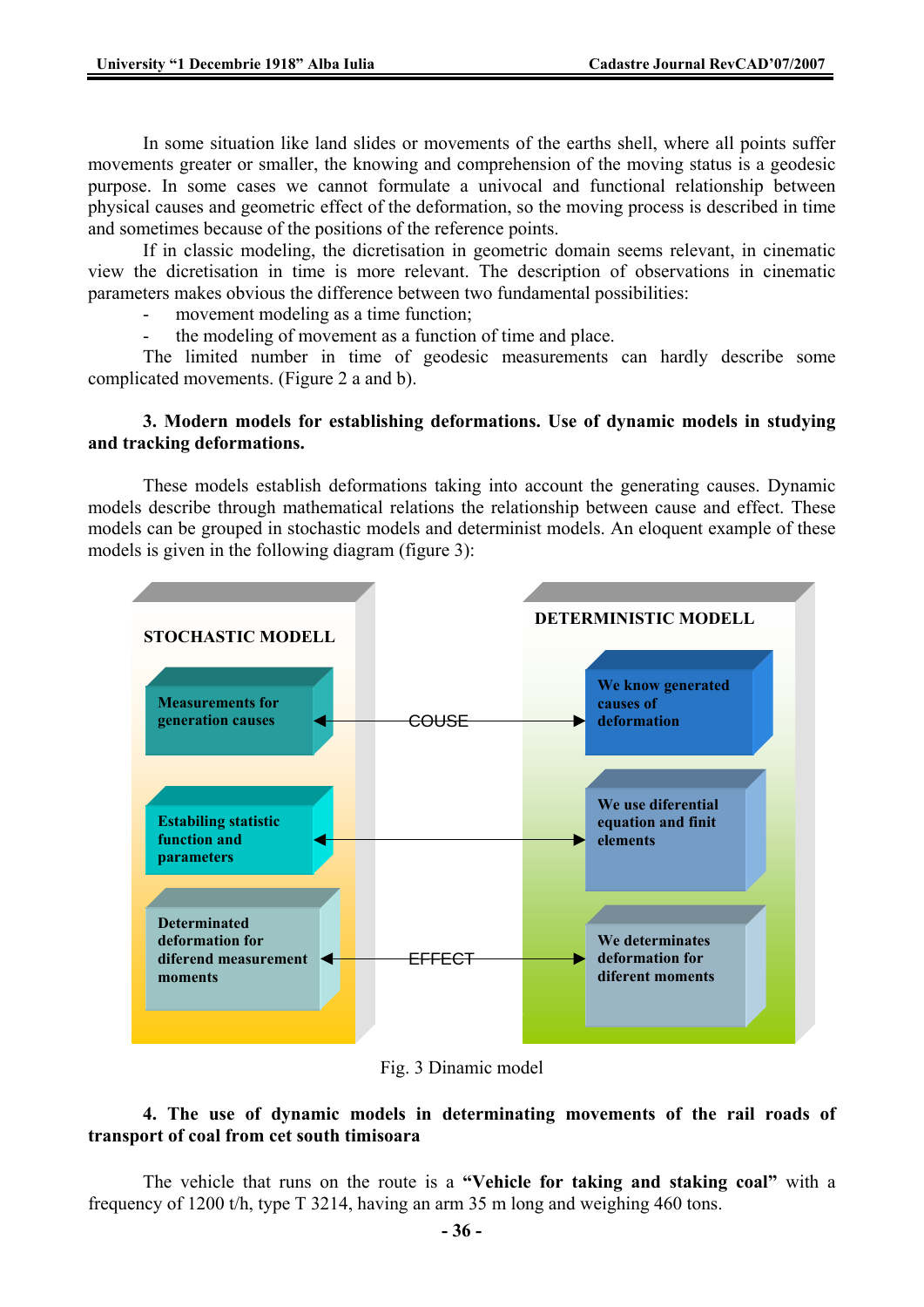In some situation like land slides or movements of the earths shell, where all points suffer movements greater or smaller, the knowing and comprehension of the moving status is a geodesic purpose. In some cases we cannot formulate a univocal and functional relationship between physical causes and geometric effect of the deformation, so the moving process is described in time and sometimes because of the positions of the reference points.

If in classic modeling, the dicretisation in geometric domain seems relevant, in cinematic view the dicretisation in time is more relevant. The description of observations in cinematic parameters makes obvious the difference between two fundamental possibilities:

- movement modeling as a time function;
- the modeling of movement as a function of time and place.

The limited number in time of geodesic measurements can hardly describe some complicated movements. (Figure 2 a and b).

### 3. Modern models for establishing deformations. Use of dynamic models in studying and tracking deformations.

These models establish deformations taking into account the generating causes. Dynamic models describe through mathematical relations the relationship between cause and effect. These models can be grouped in stochastic models and determinist models. An eloquent example of these models is given in the following diagram (figure 3):

| STOCHASTIC MODELL | | DETERMINISTIC MODELL |
|---|---|---|
| Measurements for generation causes | ◄── COUSE ──► | We know generated causes of deformation |
| Estabiling statistic function and parameters | ◄──────► | We use diferential equation and finit elements |
| Determinated deformation for diferend measurement moments | ◄── EFFECT ──► | We determinates deformation for diferent moments |

Fig. 3 Dinamic model

### 4. The use of dynamic models in determinating movements of the rail roads of transport of coal from cet south timisoara

The vehicle that runs on the route is a **"Vehicle for taking and staking coal"** with a frequency of 1200 t/h, type T 3214, having an arm 35 m long and weighing 460 tons.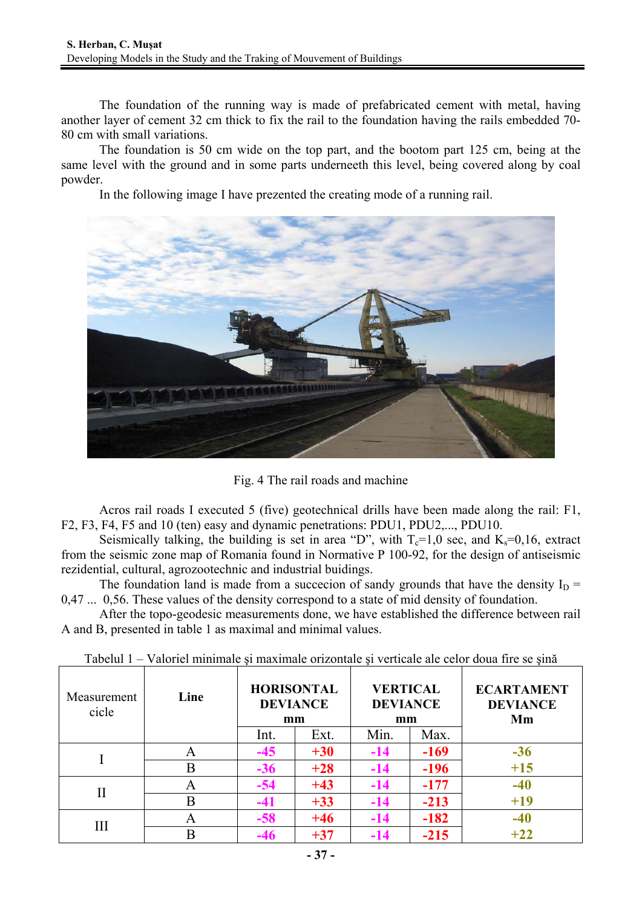The foundation of the running way is made of prefabricated cement with metal, having another layer of cement 32 cm thick to fix the rail to the foundation having the rails embedded 70-80 cm with small variations.

The foundation is 50 cm wide on the top part, and the bootom part 125 cm, being at the same level with the ground and in some parts underneeth this level, being covered along by coal powder.

In the following image I have prezented the creating mode of a running rail.

Fig. 4 The rail roads and machine

Acros rail roads I executed 5 (five) geotechnical drills have been made along the rail: F1, F2, F3, F4, F5 and 10 (ten) easy and dynamic penetrations: PDU1, PDU2,..., PDU10.

Seismically talking, the building is set in area "D", with $T_c$=1,0 sec, and $K_s$=0,16, extract from the seismic zone map of Romania found in Normative P 100-92, for the design of antiseismic rezidential, cultural, agrozootechnic and industrial buidings.

The foundation land is made from a succecion of sandy grounds that have the density $I_D$ = 0,47 ... 0,56. These values of the density correspond to a state of mid density of foundation.

After the topo-geodesic measurements done, we have established the difference between rail A and B, presented in table 1 as maximal and minimal values.

Tabelul 1 – Valoriel minimale şi maximale orizontale şi verticale ale celor doua fire se şină

| Measurement cicle | Line | **HORISONTAL DEVIANCE mm** | | **VERTICAL DEVIANCE mm** | | **ECARTAMENT DEVIANCE Mm** |
|---|---|---|---|---|---|---|
| | | Int. | Ext. | Min. | Max. | |
| I | A | -45 | +30 | -14 | -169 | -36 |
| | B | -36 | +28 | -14 | -196 | +15 |
| II | A | -54 | +43 | -14 | -177 | -40 |
| | B | -41 | +33 | -14 | -213 | +19 |
| III | A | -58 | +46 | -14 | -182 | -40 |
| | B | -46 | +37 | -14 | -215 | +22 |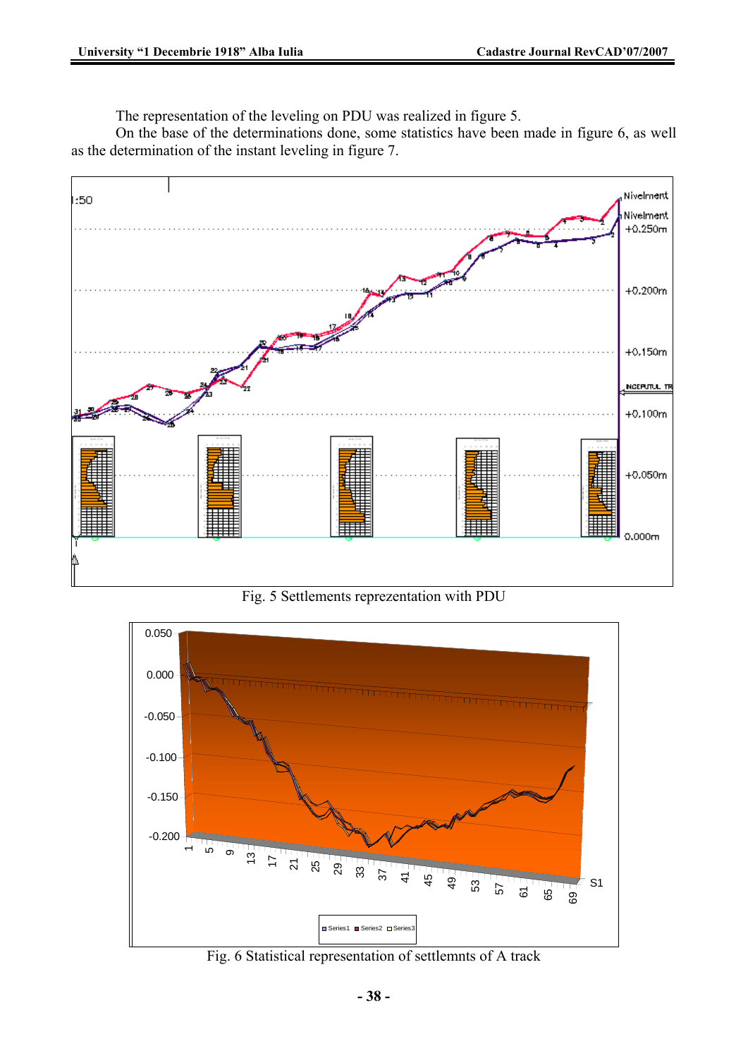The representation of the leveling on PDU was realized in figure 5.

On the base of the determinations done, some statistics have been made in figure 6, as well as the determination of the instant leveling in figure 7.

Fig. 5 Settlements reprezentation with PDU

Fig. 6 Statistical representation of settlemnts of A track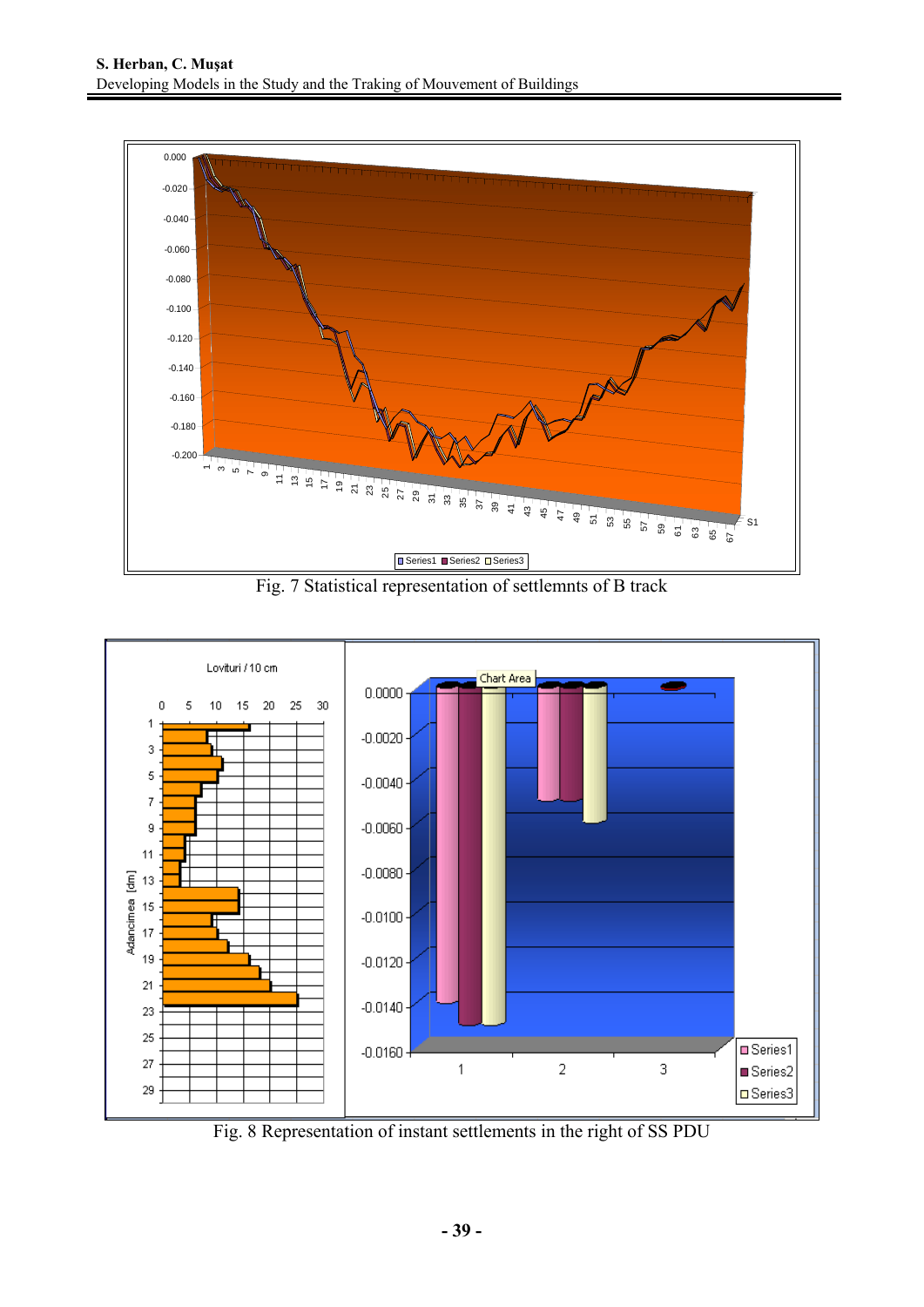Fig. 7 Statistical representation of settlemnts of B track

Fig. 8 Representation of instant settlements in the right of SS PDU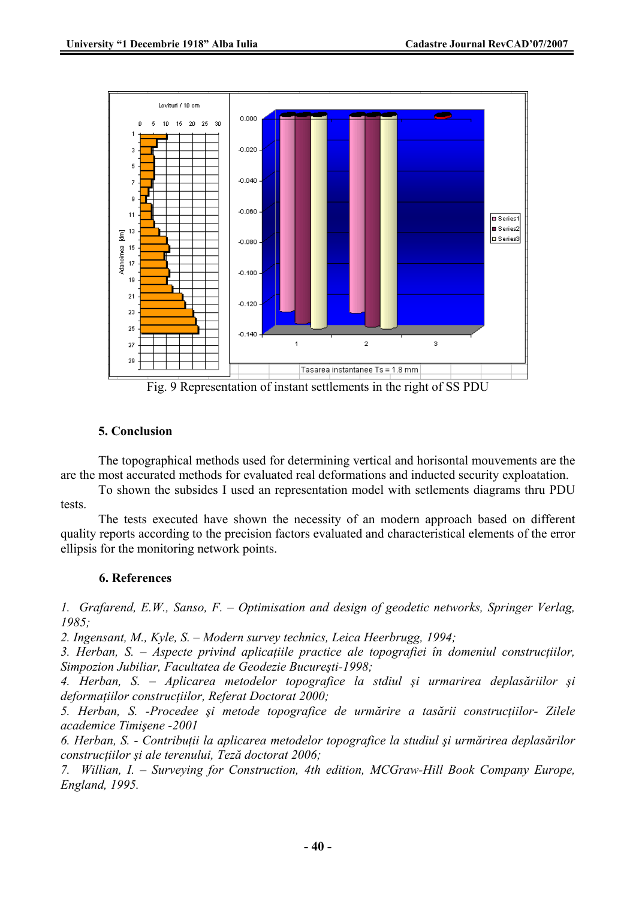Lovituri / 10 cm

0 5 10 15 20 25 30

1 3 5 7 9 11 13 15 17 19 21 23 25 27 29

Adancimea [dm]

0.000
-0.020
-0.040
-0.060
-0.080
-0.100
-0.120
-0.140

1 2 3

Series1
Series2
Series3

Tasarea instantanee Ts = 1.8 mm

Fig. 9 Representation of instant settlements in the right of SS PDU

## 5. Conclusion

The topographical methods used for determining vertical and horisontal mouvements are the are the most accurated methods for evaluated real deformations and inducted security exploatation.

To shown the subsides I used an representation model with setlements diagrams thru PDU tests.

The tests executed have shown the necessity of an modern approach based on different quality reports according to the precision factors evaluated and characteristical elements of the error ellipsis for the monitoring network points.

## 6. References

*1. Grafarend, E.W., Sanso, F. – Optimisation and design of geodetic networks, Springer Verlag, 1985;*

*2. Ingensant, M., Kyle, S. – Modern survey technics, Leica Heerbrugg, 1994;*

*3. Herban, S. – Aspecte privind aplicațiile practice ale topografiei în domeniul construcțiilor, Simpozion Jubiliar, Facultatea de Geodezie București-1998;*

*4. Herban, S. – Aplicarea metodelor topografice la stdiul și urmarirea deplasăriilor și deformațiilor construcțiilor, Referat Doctorat 2000;*

*5. Herban, S. -Procedee și metode topografice de urmărire a tasării construcțiilor- Zilele academice Timișene -2001*

*6. Herban, S. - Contribuții la aplicarea metodelor topografice la studiul și urmărirea deplasărilor construcțiilor și ale terenului, Teză doctorat 2006;*

*7. Willian, I. – Surveying for Construction, 4th edition, MCGraw-Hill Book Company Europe, England, 1995.*